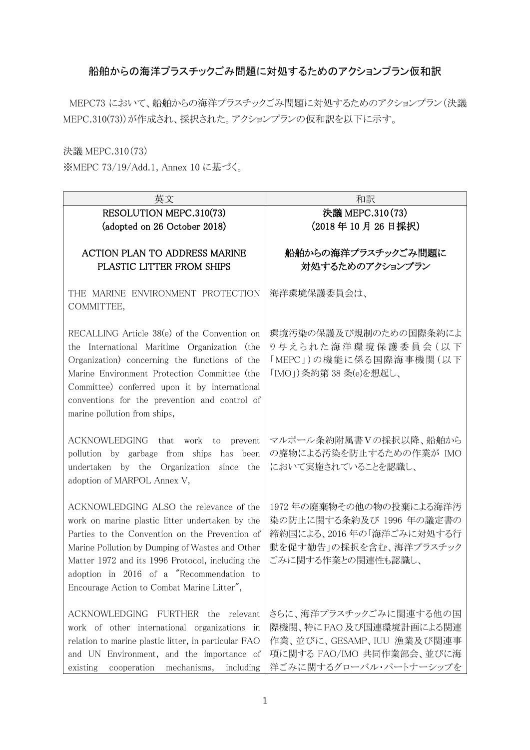# 船舶からの海洋プラスチックごみ問題に対処するためのアクションプラン仮和訳

MEPC73 において、船舶からの海洋プラスチックごみ問題に対処するためのアクションプラン（決議 MEPC.310(73)）が作成され、採択された。アクションプランの仮和訳を以下に示す。

決議 MEPC.310(73)
※MEPC 73/19/Add.1, Annex 10 に基づく。

| 英文 | 和訳 |
| --- | --- |
| RESOLUTION MEPC.310(73)<br>(adopted on 26 October 2018)<br><br>ACTION PLAN TO ADDRESS MARINE PLASTIC LITTER FROM SHIPS | 決議 MEPC.310(73)<br>(2018 年 10 月 26 日採択)<br><br>船舶からの海洋プラスチックごみ問題に対処するためのアクションプラン |
| THE MARINE ENVIRONMENT PROTECTION COMMITTEE, | 海洋環境保護委員会は、 |
| RECALLING Article 38(e) of the Convention on the International Maritime Organization (the Organization) concerning the functions of the Marine Environment Protection Committee (the Committee) conferred upon it by international conventions for the prevention and control of marine pollution from ships, | 環境汚染の保護及び規制のための国際条約により与えられた海洋環境保護委員会（以下「MEPC」）の機能に係る国際海事機関（以下「IMO」）条約第 38 条(e)を想起し、 |
| ACKNOWLEDGING that work to prevent pollution by garbage from ships has been undertaken by the Organization since the adoption of MARPOL Annex V, | マルポール条約附属書Ⅴの採択以降、船舶からの廃物による汚染を防止するための作業が IMO において実施されていることを認識し、 |
| ACKNOWLEDGING ALSO the relevance of the work on marine plastic litter undertaken by the Parties to the Convention on the Prevention of Marine Pollution by Dumping of Wastes and Other Matter 1972 and its 1996 Protocol, including the adoption in 2016 of a "Recommendation to Encourage Action to Combat Marine Litter", | 1972 年の廃棄物その他の物の投棄による海洋汚染の防止に関する条約及び 1996 年の議定書の締約国による、2016 年の「海洋ごみに対処する行動を促す勧告」の採択を含む、海洋プラスチックごみに関する作業との関連性も認識し、 |
| ACKNOWLEDGING FURTHER the relevant work of other international organizations in relation to marine plastic litter, in particular FAO and UN Environment, and the importance of existing cooperation mechanisms, including | さらに、海洋プラスチックごみに関連する他の国際機関、特に FAO 及び国連環境計画による関連作業、並びに、GESAMP、IUU 漁業及び関連事項に関する FAO/IMO 共同作業部会、並びに海洋ごみに関するグローバル・パートナーシップを |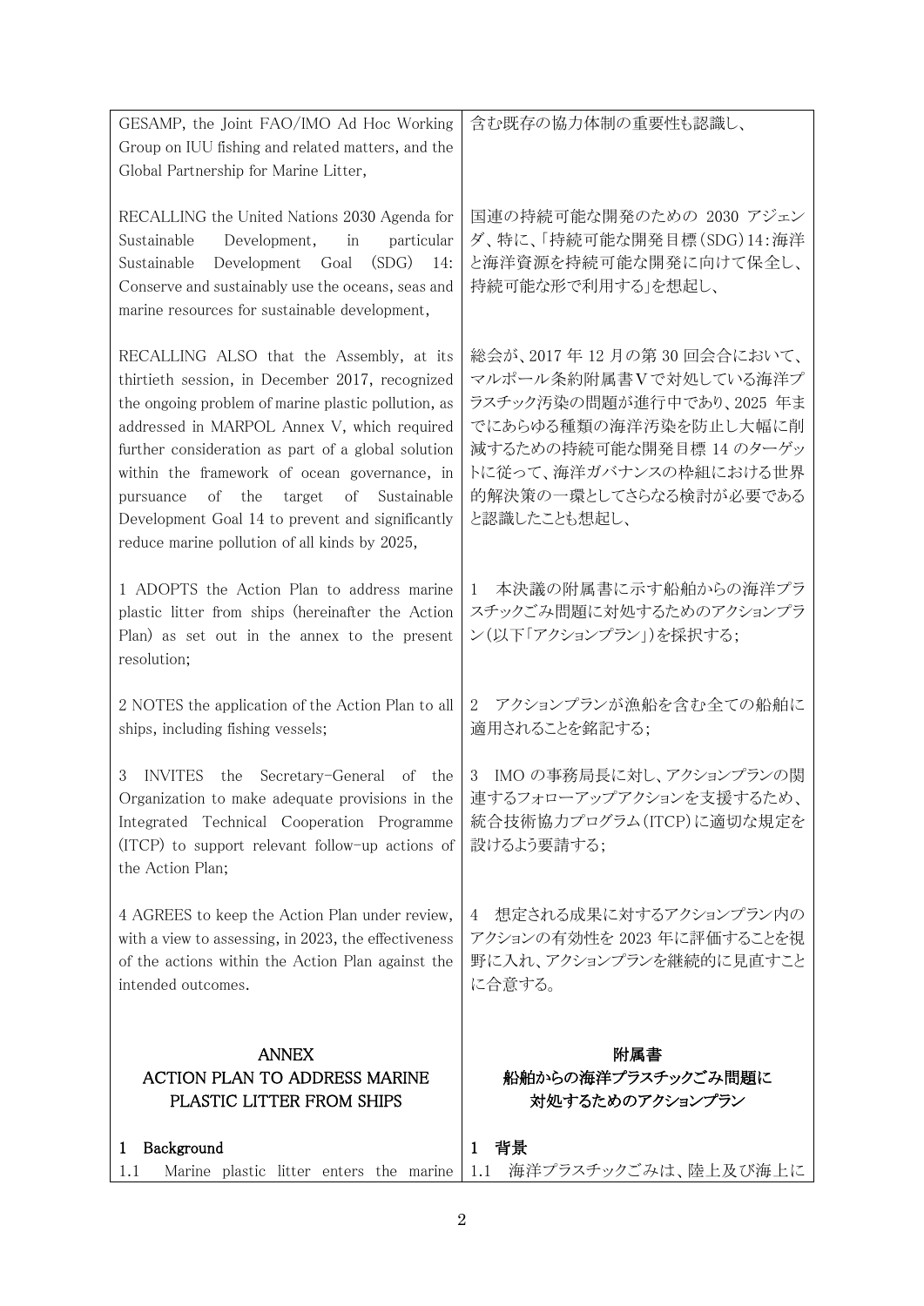| | |
|---|---|
| GESAMP, the Joint FAO/IMO Ad Hoc Working Group on IUU fishing and related matters, and the Global Partnership for Marine Litter, | 含む既存の協力体制の重要性も認識し、 |
| RECALLING the United Nations 2030 Agenda for Sustainable Development, in particular Sustainable Development Goal (SDG) 14: Conserve and sustainably use the oceans, seas and marine resources for sustainable development, | 国連の持続可能な開発のための 2030 アジェンダ、特に、「持続可能な開発目標(SDG)14:海洋と海洋資源を持続可能な開発に向けて保全し、持続可能な形で利用する」を想起し、 |
| RECALLING ALSO that the Assembly, at its thirtieth session, in December 2017, recognized the ongoing problem of marine plastic pollution, as addressed in MARPOL Annex V, which required further consideration as part of a global solution within the framework of ocean governance, in pursuance of the target of Sustainable Development Goal 14 to prevent and significantly reduce marine pollution of all kinds by 2025, | 総会が、2017 年 12 月の第 30 回会合において、マルポール条約附属書Ⅴで対処している海洋プラスチック汚染の問題が進行中であり、2025 年までにあらゆる種類の海洋汚染を防止し大幅に削減するための持続可能な開発目標 14 のターゲットに従って、海洋ガバナンスの枠組における世界的解決策の一環としてさらなる検討が必要であると認識したことも想起し、 |
| 1 ADOPTS the Action Plan to address marine plastic litter from ships (hereinafter the Action Plan) as set out in the annex to the present resolution; | 1 本決議の附属書に示す船舶からの海洋プラスチックごみ問題に対処するためのアクションプラン(以下「アクションプラン」)を採択する; |
| 2 NOTES the application of the Action Plan to all ships, including fishing vessels; | 2 アクションプランが漁船を含む全ての船舶に適用されることを銘記する; |
| 3 INVITES the Secretary-General of the Organization to make adequate provisions in the Integrated Technical Cooperation Programme (ITCP) to support relevant follow-up actions of the Action Plan; | 3 IMO の事務局長に対し、アクションプランの関連するフォローアップアクションを支援するため、統合技術協力プログラム(ITCP)に適切な規定を設けるよう要請する; |
| 4 AGREES to keep the Action Plan under review, with a view to assessing, in 2023, the effectiveness of the actions within the Action Plan against the intended outcomes. | 4 想定される成果に対するアクションプラン内のアクションの有効性を 2023 年に評価することを視野に入れ、アクションプランを継続的に見直すことに合意する。 |
| **ANNEX**<br>**ACTION PLAN TO ADDRESS MARINE PLASTIC LITTER FROM SHIPS** | **附属書**<br>**船舶からの海洋プラスチックごみ問題に対処するためのアクションプラン** |
| **1 Background** | **1 背景** |
| 1.1 Marine plastic litter enters the marine | 1.1 海洋プラスチックごみは、陸上及び海上に |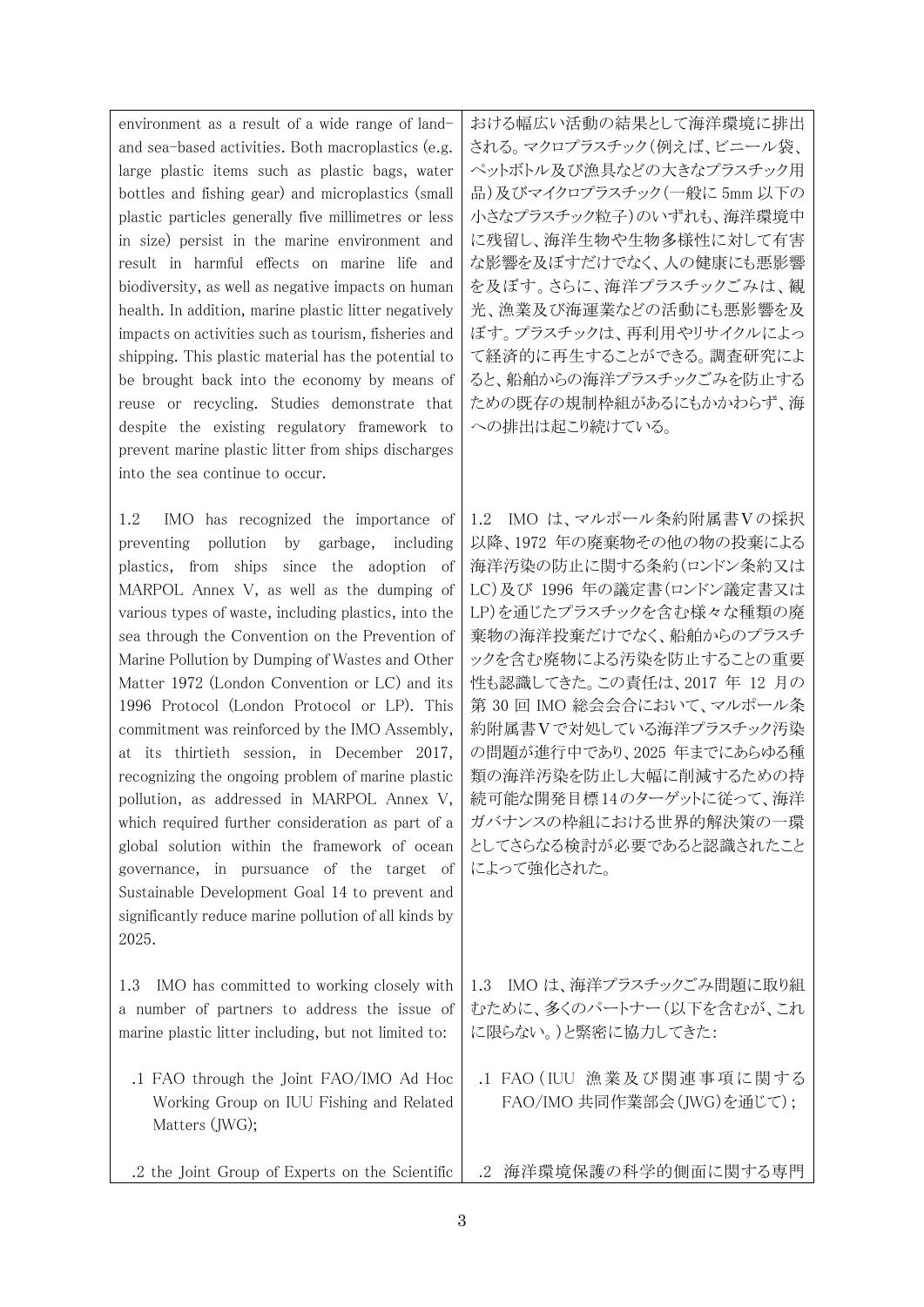| | |
|---|---|
| environment as a result of a wide range of land- and sea-based activities. Both macroplastics (e.g. large plastic items such as plastic bags, water bottles and fishing gear) and microplastics (small plastic particles generally five millimetres or less in size) persist in the marine environment and result in harmful effects on marine life and biodiversity, as well as negative impacts on human health. In addition, marine plastic litter negatively impacts on activities such as tourism, fisheries and shipping. This plastic material has the potential to be brought back into the economy by means of reuse or recycling. Studies demonstrate that despite the existing regulatory framework to prevent marine plastic litter from ships discharges into the sea continue to occur. | における幅広い活動の結果として海洋環境に排出される。マクロプラスチック（例えば、ビニール袋、ペットボトル及び漁具などの大きなプラスチック用品）及びマイクロプラスチック（一般に 5mm 以下の小さなプラスチック粒子）のいずれも、海洋環境中に残留し、海洋生物や生物多様性に対して有害な影響を及ぼすだけでなく、人の健康にも悪影響を及ぼす。さらに、海洋プラスチックごみは、観光、漁業及び海運業などの活動にも悪影響を及ぼす。プラスチックは、再利用やリサイクルによって経済的に再生することができる。調査研究によると、船舶からの海洋プラスチックごみを防止するための既存の規制枠組があるにもかかわらず、海への排出は起こり続けている。 |
| 1.2 IMO has recognized the importance of preventing pollution by garbage, including plastics, from ships since the adoption of MARPOL Annex V, as well as the dumping of various types of waste, including plastics, into the sea through the Convention on the Prevention of Marine Pollution by Dumping of Wastes and Other Matter 1972 (London Convention or LC) and its 1996 Protocol (London Protocol or LP). This commitment was reinforced by the IMO Assembly, at its thirtieth session, in December 2017, recognizing the ongoing problem of marine plastic pollution, as addressed in MARPOL Annex V, which required further consideration as part of a global solution within the framework of ocean governance, in pursuance of the target of Sustainable Development Goal 14 to prevent and significantly reduce marine pollution of all kinds by 2025. | 1.2 IMO は、マルポール条約附属書Ⅴの採択以降、1972 年の廃棄物その他の物の投棄による海洋汚染の防止に関する条約（ロンドン条約又は LC）及び 1996 年の議定書（ロンドン議定書又は LP）を通じたプラスチックを含む様々な種類の廃棄物の海洋投棄だけでなく、船舶からのプラスチックを含む廃物による汚染を防止することの重要性も認識してきた。この責任は、2017 年 12 月の第 30 回 IMO 総会会合において、マルポール条約附属書Ⅴで対処している海洋プラスチック汚染の問題が進行中であり、2025 年までにあらゆる種類の海洋汚染を防止し大幅に削減するための持続可能な開発目標 14 のターゲットに従って、海洋ガバナンスの枠組における世界的解決策の一環としてさらなる検討が必要であると認識されたことによって強化された。 |
| 1.3 IMO has committed to working closely with a number of partners to address the issue of marine plastic litter including, but not limited to: | 1.3 IMO は、海洋プラスチックごみ問題に取り組むために、多くのパートナー（以下を含むが、これに限らない。）と緊密に協力してきた： |
| .1 FAO through the Joint FAO/IMO Ad Hoc Working Group on IUU Fishing and Related Matters (JWG); | .1 FAO（IUU 漁業及び関連事項に関する FAO/IMO 共同作業部会（JWG）を通じて）; |
| .2 the Joint Group of Experts on the Scientific | .2 海洋環境保護の科学的側面に関する専門 |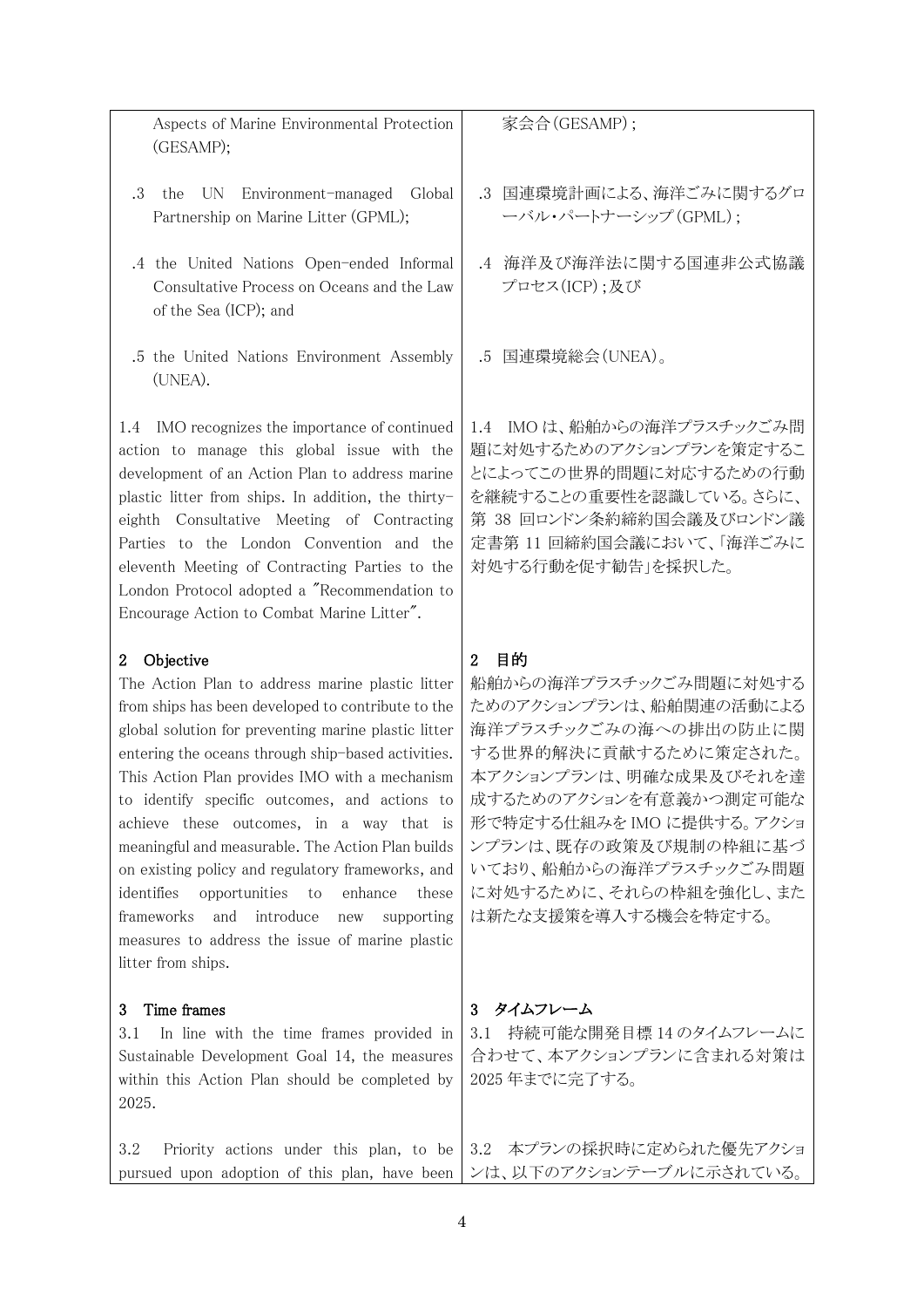| | |
|---|---|
| Aspects of Marine Environmental Protection (GESAMP); | 家会合(GESAMP)； |
| .3 the UN Environment-managed Global Partnership on Marine Litter (GPML); | .3 国連環境計画による、海洋ごみに関するグローバル・パートナーシップ(GPML)； |
| .4 the United Nations Open-ended Informal Consultative Process on Oceans and the Law of the Sea (ICP); and | .4 海洋及び海洋法に関する国連非公式協議プロセス(ICP)；及び |
| .5 the United Nations Environment Assembly (UNEA). | .5 国連環境総会(UNEA)。 |
| 1.4 IMO recognizes the importance of continued action to manage this global issue with the development of an Action Plan to address marine plastic litter from ships. In addition, the thirty-eighth Consultative Meeting of Contracting Parties to the London Convention and the eleventh Meeting of Contracting Parties to the London Protocol adopted a "Recommendation to Encourage Action to Combat Marine Litter". | 1.4 IMO は、船舶からの海洋プラスチックごみ問題に対処するためのアクションプランを策定することによってこの世界的問題に対応するための行動を継続することの重要性を認識している。さらに、第 38 回ロンドン条約締約国会議及びロンドン議定書第 11 回締約国会議において、「海洋ごみに対処する行動を促す勧告」を採択した。 |
| **2 Objective**<br>The Action Plan to address marine plastic litter from ships has been developed to contribute to the global solution for preventing marine plastic litter entering the oceans through ship-based activities. This Action Plan provides IMO with a mechanism to identify specific outcomes, and actions to achieve these outcomes, in a way that is meaningful and measurable. The Action Plan builds on existing policy and regulatory frameworks, and identifies opportunities to enhance these frameworks and introduce new supporting measures to address the issue of marine plastic litter from ships. | **2 目的**<br>船舶からの海洋プラスチックごみ問題に対処するためのアクションプランは、船舶関連の活動による海洋プラスチックごみの海への排出の防止に関する世界的解決に貢献するために策定された。本アクションプランは、明確な成果及びそれを達成するためのアクションを有意義かつ測定可能な形で特定する仕組みを IMO に提供する。アクションプランは、既存の政策及び規制の枠組に基づいており、船舶からの海洋プラスチックごみ問題に対処するために、それらの枠組を強化し、または新たな支援策を導入する機会を特定する。 |
| **3 Time frames**<br>3.1 In line with the time frames provided in Sustainable Development Goal 14, the measures within this Action Plan should be completed by 2025. | **3 タイムフレーム**<br>3.1 持続可能な開発目標 14 のタイムフレームに合わせて、本アクションプランに含まれる対策は 2025 年までに完了する。 |
| 3.2 Priority actions under this plan, to be pursued upon adoption of this plan, have been | 3.2 本プランの採択時に定められた優先アクションは、以下のアクションテーブルに示されている。 |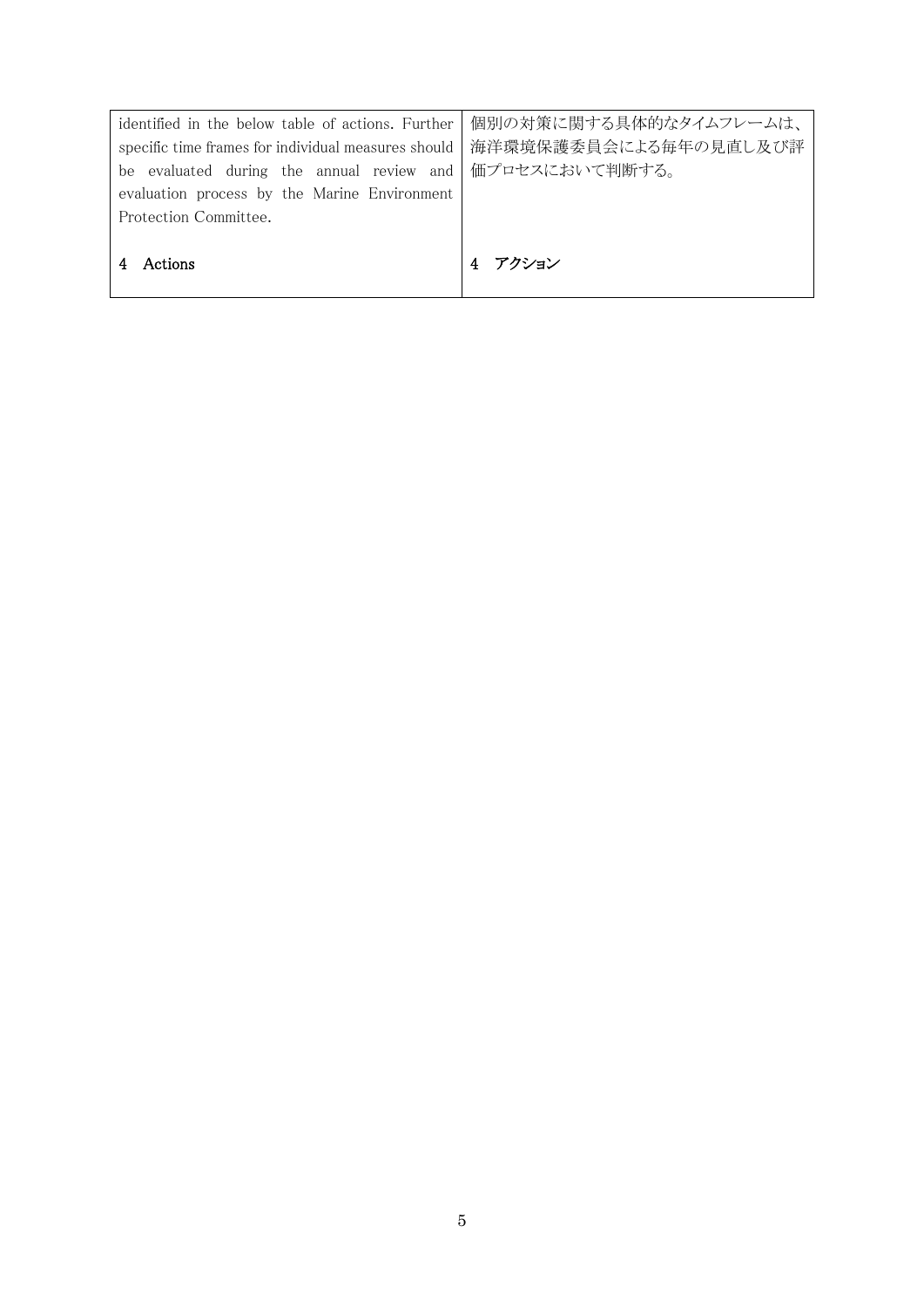| | |
|---|---|
| identified in the below table of actions. Further specific time frames for individual measures should be evaluated during the annual review and evaluation process by the Marine Environment Protection Committee. | 個別の対策に関する具体的なタイムフレームは、海洋環境保護委員会による毎年の見直し及び評価プロセスにおいて判断する。 |
| **4 Actions** | **4 アクション** |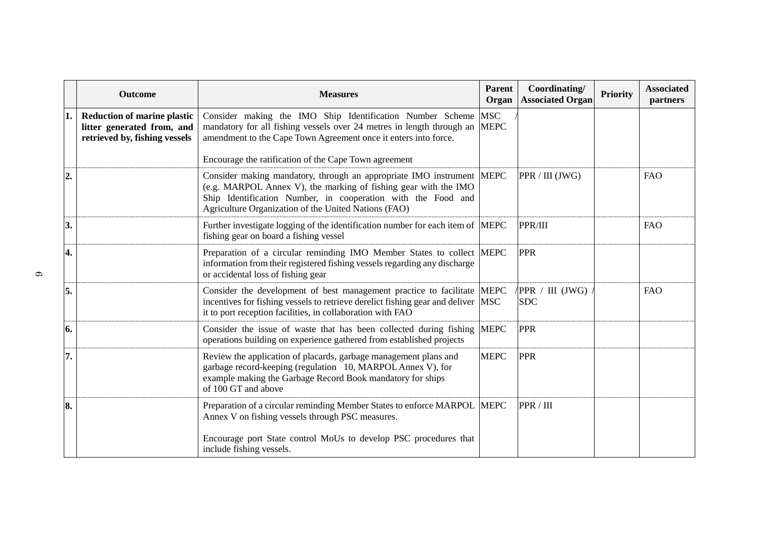| | Outcome | Measures | Parent Organ | Coordinating/ Associated Organ | Priority | Associated partners |
|---|---|---|---|---|---|---|
| 1. | **Reduction of marine plastic litter generated from, and retrieved by, fishing vessels** | Consider making the IMO Ship Identification Number Scheme mandatory for all fishing vessels over 24 metres in length through an amendment to the Cape Town Agreement once it enters into force.<br><br>Encourage the ratification of the Cape Town agreement | MSC / MEPC | | | |
| 2. | | Consider making mandatory, through an appropriate IMO instrument (e.g. MARPOL Annex V), the marking of fishing gear with the IMO Ship Identification Number, in cooperation with the Food and Agriculture Organization of the United Nations (FAO) | MEPC | PPR / III (JWG) | | FAO |
| 3. | | Further investigate logging of the identification number for each item of fishing gear on board a fishing vessel | MEPC | PPR/III | | FAO |
| 4. | | Preparation of a circular reminding IMO Member States to collect information from their registered fishing vessels regarding any discharge or accidental loss of fishing gear | MEPC | PPR | | |
| 5. | | Consider the development of best management practice to facilitate incentives for fishing vessels to retrieve derelict fishing gear and deliver it to port reception facilities, in collaboration with FAO | MEPC / MSC | PPR / III (JWG) / SDC | | FAO |
| 6. | | Consider the issue of waste that has been collected during fishing operations building on experience gathered from established projects | MEPC | PPR | | |
| 7. | | Review the application of placards, garbage management plans and garbage record-keeping (regulation 10, MARPOL Annex V), for example making the Garbage Record Book mandatory for ships of 100 GT and above | MEPC | PPR | | |
| 8. | | Preparation of a circular reminding Member States to enforce MARPOL Annex V on fishing vessels through PSC measures.<br><br>Encourage port State control MoUs to develop PSC procedures that include fishing vessels. | MEPC | PPR / III | | |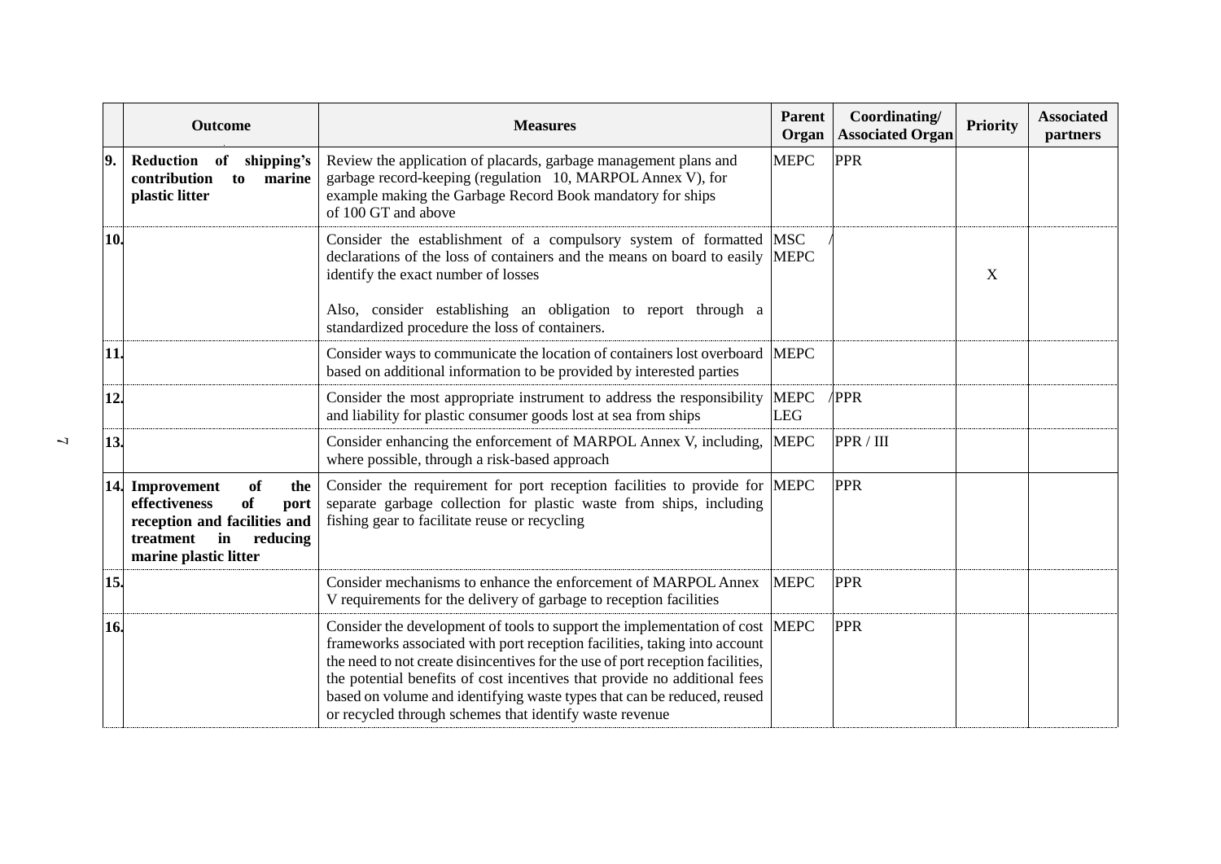| | Outcome | Measures | Parent Organ | Coordinating/ Associated Organ | Priority | Associated partners |
|---|---|---|---|---|---|---|
| 9. | **Reduction of shipping's contribution to marine plastic litter** | Review the application of placards, garbage management plans and garbage record-keeping (regulation 10, MARPOL Annex V), for example making the Garbage Record Book mandatory for ships of 100 GT and above | MEPC | PPR | | |
| 10. | | Consider the establishment of a compulsory system of formatted declarations of the loss of containers and the means on board to easily identify the exact number of losses<br><br>Also, consider establishing an obligation to report through a standardized procedure the loss of containers. | MSC / MEPC | | X | |
| 11. | | Consider ways to communicate the location of containers lost overboard based on additional information to be provided by interested parties | MEPC | | | |
| 12. | | Consider the most appropriate instrument to address the responsibility and liability for plastic consumer goods lost at sea from ships | MEPC / LEG | PPR | | |
| 13. | | Consider enhancing the enforcement of MARPOL Annex V, including, where possible, through a risk-based approach | MEPC | PPR / III | | |
| 14. | **Improvement of the effectiveness of port reception and facilities and treatment in reducing marine plastic litter** | Consider the requirement for port reception facilities to provide for separate garbage collection for plastic waste from ships, including fishing gear to facilitate reuse or recycling | MEPC | PPR | | |
| 15. | | Consider mechanisms to enhance the enforcement of MARPOL Annex V requirements for the delivery of garbage to reception facilities | MEPC | PPR | | |
| 16. | | Consider the development of tools to support the implementation of cost frameworks associated with port reception facilities, taking into account the need to not create disincentives for the use of port reception facilities, the potential benefits of cost incentives that provide no additional fees based on volume and identifying waste types that can be reduced, reused or recycled through schemes that identify waste revenue | MEPC | PPR | | |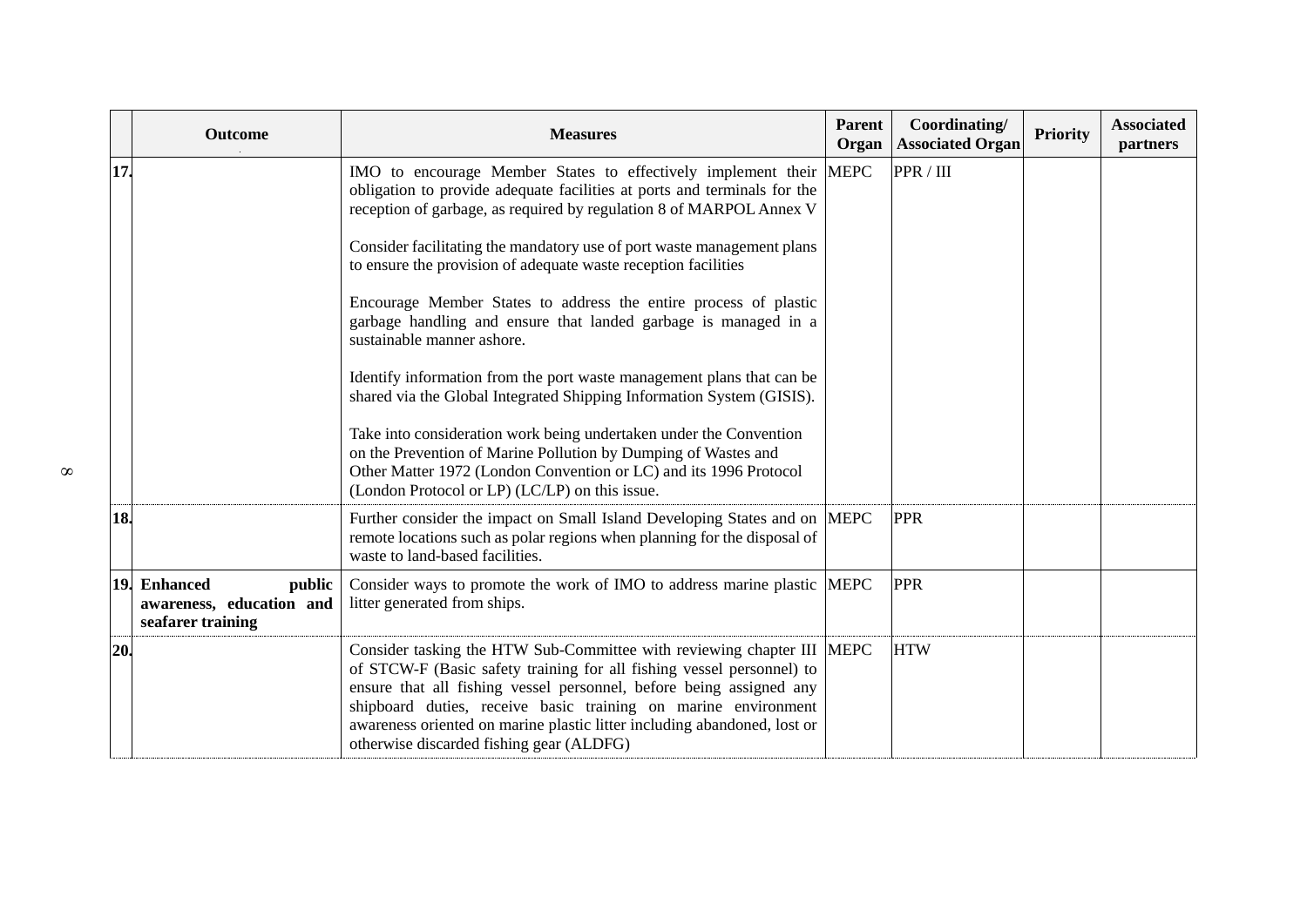| | Outcome | Measures | Parent Organ | Coordinating/ Associated Organ | Priority | Associated partners |
|---|---|---|---|---|---|---|
| 17. | | IMO to encourage Member States to effectively implement their obligation to provide adequate facilities at ports and terminals for the reception of garbage, as required by regulation 8 of MARPOL Annex V<br><br>Consider facilitating the mandatory use of port waste management plans to ensure the provision of adequate waste reception facilities<br><br>Encourage Member States to address the entire process of plastic garbage handling and ensure that landed garbage is managed in a sustainable manner ashore.<br><br>Identify information from the port waste management plans that can be shared via the Global Integrated Shipping Information System (GISIS).<br><br>Take into consideration work being undertaken under the Convention on the Prevention of Marine Pollution by Dumping of Wastes and Other Matter 1972 (London Convention or LC) and its 1996 Protocol (London Protocol or LP) (LC/LP) on this issue. | MEPC | PPR / III | | |
| 18. | | Further consider the impact on Small Island Developing States and on remote locations such as polar regions when planning for the disposal of waste to land-based facilities. | MEPC | PPR | | |
| 19. | **Enhanced public awareness, education and seafarer training** | Consider ways to promote the work of IMO to address marine plastic litter generated from ships. | MEPC | PPR | | |
| 20. | | Consider tasking the HTW Sub-Committee with reviewing chapter III of STCW-F (Basic safety training for all fishing vessel personnel) to ensure that all fishing vessel personnel, before being assigned any shipboard duties, receive basic training on marine environment awareness oriented on marine plastic litter including abandoned, lost or otherwise discarded fishing gear (ALDFG) | MEPC | HTW | | |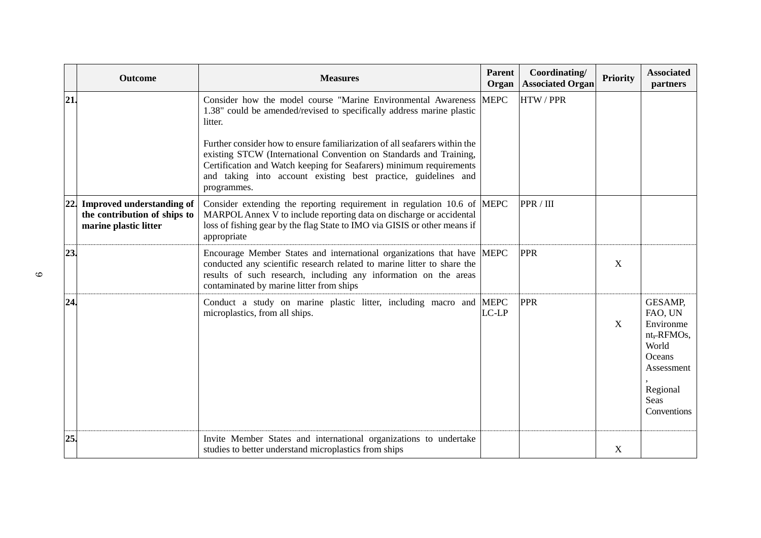|  | Outcome | Measures | Parent Organ | Coordinating/ Associated Organ | Priority | Associated partners |
|---|---|---|---|---|---|---|
| 21. |  | Consider how the model course "Marine Environmental Awareness 1.38" could be amended/revised to specifically address marine plastic litter.<br><br>Further consider how to ensure familiarization of all seafarers within the existing STCW (International Convention on Standards and Training, Certification and Watch keeping for Seafarers) minimum requirements and taking into account existing best practice, guidelines and programmes. | MEPC | HTW / PPR |  |  |
| 22. | **Improved understanding of the contribution of ships to marine plastic litter** | Consider extending the reporting requirement in regulation 10.6 of MARPOL Annex V to include reporting data on discharge or accidental loss of fishing gear by the flag State to IMO via GISIS or other means if appropriate | MEPC | PPR / III |  |  |
| 23. |  | Encourage Member States and international organizations that have conducted any scientific research related to marine litter to share the results of such research, including any information on the areas contaminated by marine litter from ships | MEPC | PPR | X |  |
| 24. |  | Conduct a study on marine plastic litter, including macro and microplastics, from all ships. | MEPC LC-LP | PPR | X | GESAMP, FAO, UN Environment, ~~,~~RFMOs, World Oceans Assessment, Regional Seas Conventions |
| 25. |  | Invite Member States and international organizations to undertake studies to better understand microplastics from ships |  |  | X |  |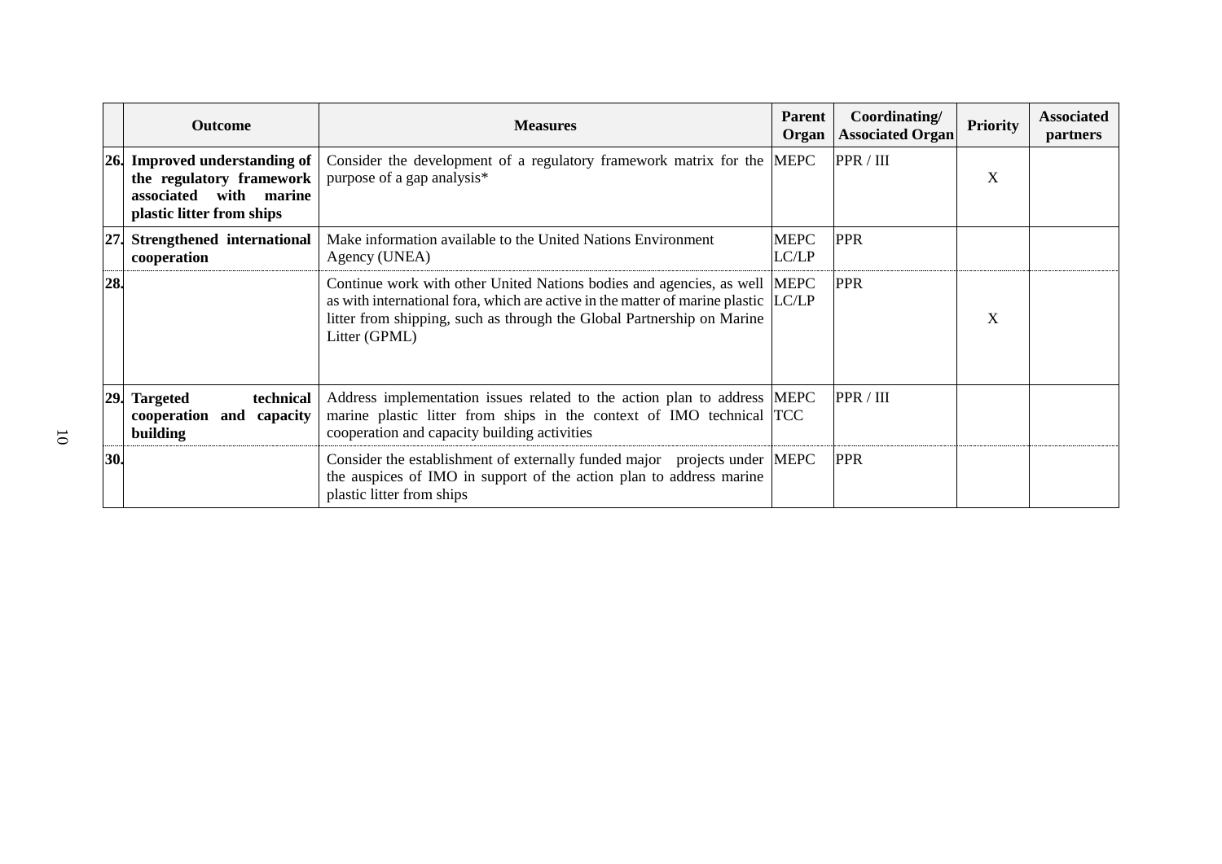| | Outcome | Measures | Parent Organ | Coordinating/ Associated Organ | Priority | Associated partners |
|---|---|---|---|---|---|---|
| 26. | **Improved understanding of the regulatory framework associated with marine plastic litter from ships** | Consider the development of a regulatory framework matrix for the purpose of a gap analysis* | MEPC | PPR / III | X | |
| 27. | **Strengthened international cooperation** | Make information available to the United Nations Environment Agency (UNEA) | MEPC LC/LP | PPR | | |
| 28. | | Continue work with other United Nations bodies and agencies, as well as with international fora, which are active in the matter of marine plastic litter from shipping, such as through the Global Partnership on Marine Litter (GPML) | MEPC LC/LP | PPR | X | |
| 29. | **Targeted technical cooperation and capacity building** | Address implementation issues related to the action plan to address marine plastic litter from ships in the context of IMO technical cooperation and capacity building activities | MEPC TCC | PPR / III | | |
| 30. | | Consider the establishment of externally funded major projects under the auspices of IMO in support of the action plan to address marine plastic litter from ships | MEPC | PPR | | |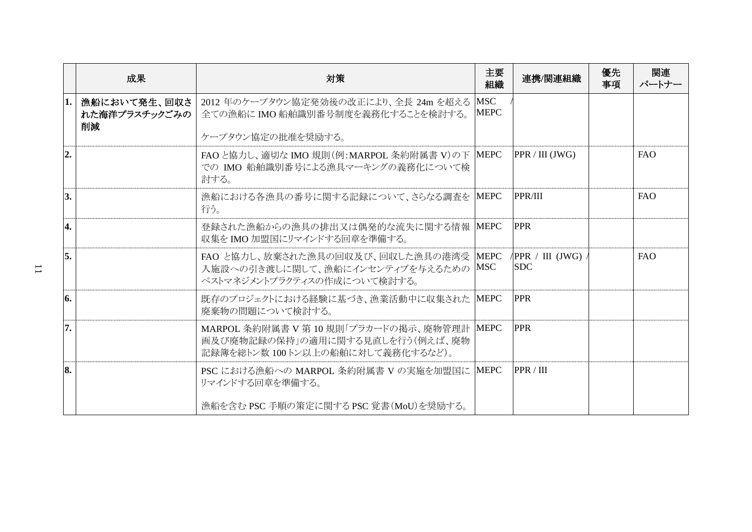| | 成果 | 対策 | 主要組織 | 連携/関連組織 | 優先事項 | 関連パートナー |
|---|---|---|---|---|---|---|
| **1.** | **漁船において発生、回収された海洋プラスチックごみの削減** | 2012 年のケープタウン協定発効後の改正により、全長 24m を超える全ての漁船に IMO 船舶識別番号制度を義務化することを検討する。<br><br>ケープタウン協定の批准を奨励する。 | MSC / MEPC | | | |
| **2.** | | FAO と協力し、適切な IMO 規則（例：MARPOL 条約附属書 V）の下での IMO 船舶識別番号による漁具マーキングの義務化について検討する。 | MEPC | PPR / III (JWG) | | FAO |
| **3.** | | 漁船における各漁具の番号に関する記録について、さらなる調査を行う。 | MEPC | PPR/III | | FAO |
| **4.** | | 登録された漁船からの漁具の排出又は偶発的な流失に関する情報収集を IMO 加盟国にリマインドする回章を準備する。 | MEPC | PPR | | |
| **5.** | | FAO と協力し、放棄された漁具の回収及び、回収した漁具の港湾受入施設への引き渡しに関して、漁船にインセンティブを与えるためのベストマネジメントプラクティスの作成について検討する。 | MEPC / MSC | PPR / III (JWG) / SDC | | FAO |
| **6.** | | 既存のプロジェクトにおける経験に基づき、漁業活動中に収集された廃棄物の問題について検討する。 | MEPC | PPR | | |
| **7.** | | MARPOL 条約附属書 V 第 10 規則「プラカードの掲示、廃物管理計画及び廃物記録の保持」の適用に関する見直しを行う（例えば、廃物記録簿を総トン数 100 トン以上の船舶に対して義務化するなど）。 | MEPC | PPR | | |
| **8.** | | PSC における漁船への MARPOL 条約附属書 V の実施を加盟国にリマインドする回章を準備する。<br><br>漁船を含む PSC 手順の策定に関する PSC 覚書（MoU）を奨励する。 | MEPC | PPR / III | | |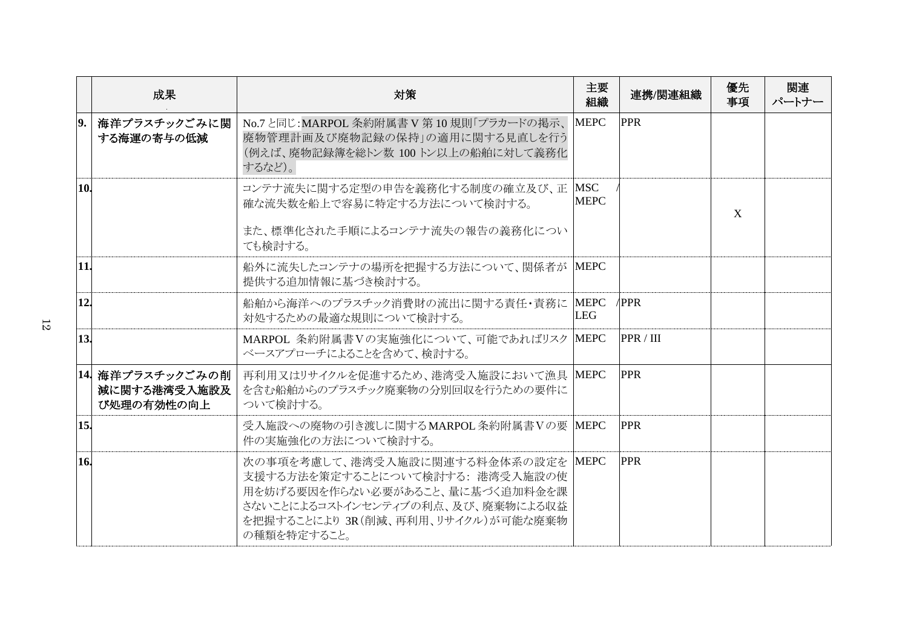| | 成果 | 対策 | 主要組織 | 連携/関連組織 | 優先事項 | 関連パートナー |
|---|---|---|---|---|---|---|
| 9. | **海洋プラスチックごみに関する海運の寄与の低減** | No.7と同じ:MARPOL 条約附属書Ｖ第 10 規則「プラカードの掲示、廃物管理計画及び廃物記録の保持」の適用に関する見直しを行う（例えば、廃物記録簿を総トン数 100 トン以上の船舶に対して義務化するなど）。 | MEPC | PPR | | |
| 10. | | コンテナ流失に関する定型の申告を義務化する制度の確立及び、正確な流失数を船上で容易に特定する方法について検討する。<br><br>また、標準化された手順によるコンテナ流失の報告の義務化についても検討する。 | MSC / MEPC | | X | |
| 11. | | 船外に流失したコンテナの場所を把握する方法について、関係者が提供する追加情報に基づき検討する。 | MEPC | | | |
| 12. | | 船舶から海洋へのプラスチック消費財の流出に関する責任・責務に対処するための最適な規則について検討する。 | MEPC / LEG | PPR | | |
| 13. | | MARPOL 条約附属書Ｖの実施強化について、可能であればリスクベースアプローチによることを含めて、検討する。 | MEPC | PPR / III | | |
| 14. | **海洋プラスチックごみの削減に関する港湾受入施設及び処理の有効性の向上** | 再利用又はリサイクルを促進するため、港湾受入施設において漁具を含む船舶からのプラスチック廃棄物の分別回収を行うための要件について検討する。 | MEPC | PPR | | |
| 15. | | 受入施設への廃物の引き渡しに関するMARPOL 条約附属書Ｖの要件の実施強化の方法について検討する。 | MEPC | PPR | | |
| 16. | | 次の事項を考慮して、港湾受入施設に関連する料金体系の設定を支援する方法を策定することについて検討する：港湾受入施設の使用を妨げる要因を作らない必要があること、量に基づく追加料金を課さないことによるコストインセンティブの利点、及び、廃棄物による収益を把握することにより 3R（削減、再利用、リサイクル）が可能な廃棄物の種類を特定すること。 | MEPC | PPR | | |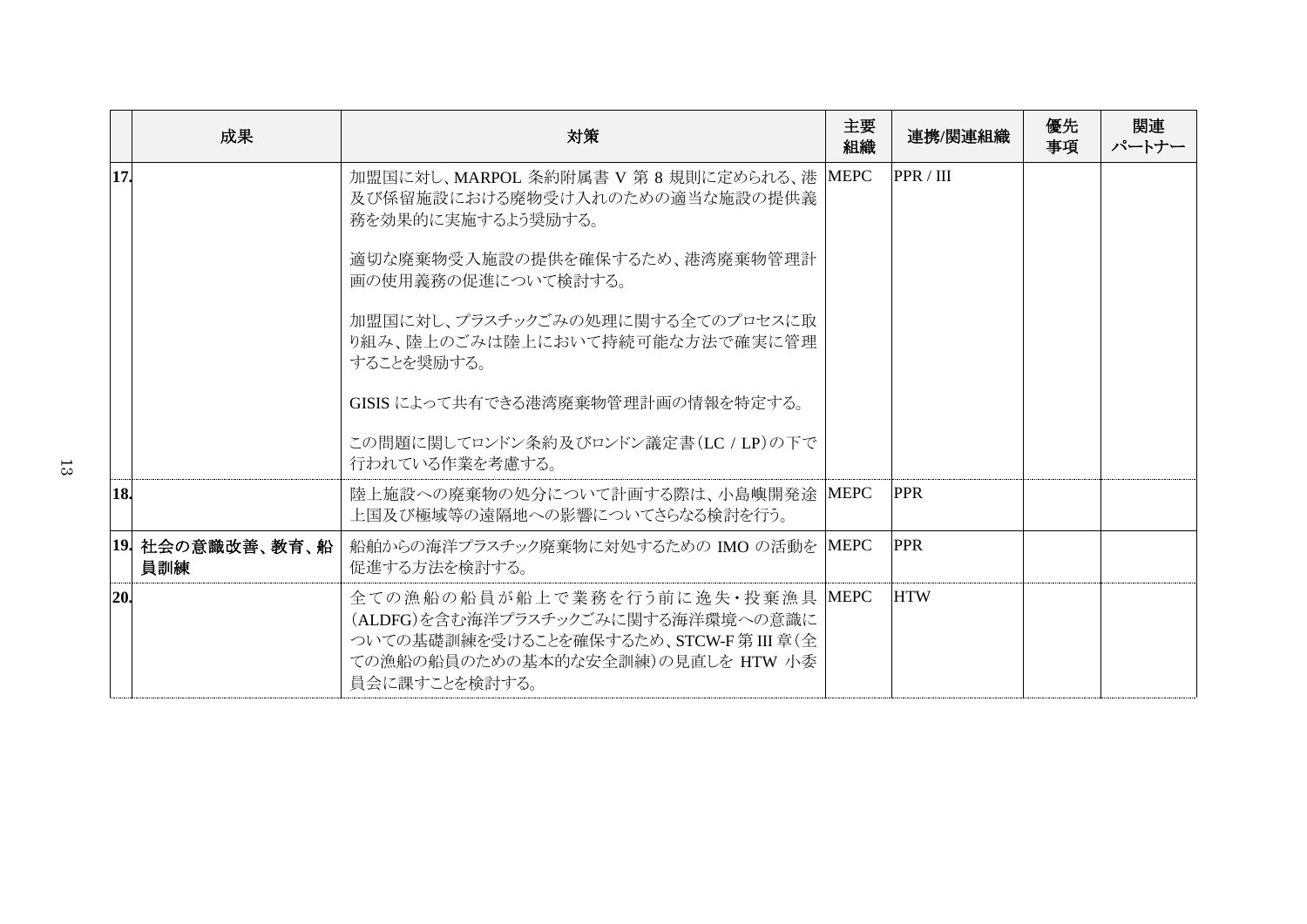| | 成果 | 対策 | 主要組織 | 連携/関連組織 | 優先事項 | 関連パートナー |
|---|---|---|---|---|---|---|
| 17. | | 加盟国に対し、MARPOL 条約附属書 V 第 8 規則に定められる、港及び係留施設における廃物受け入れのための適当な施設の提供義務を効果的に実施するよう奨励する。<br><br>適切な廃棄物受入施設の提供を確保するため、港湾廃棄物管理計画の使用義務の促進について検討する。<br><br>加盟国に対し、プラスチックごみの処理に関する全てのプロセスに取り組み、陸上のごみは陸上において持続可能な方法で確実に管理することを奨励する。<br><br>GISIS によって共有できる港湾廃棄物管理計画の情報を特定する。<br><br>この問題に関してロンドン条約及びロンドン議定書（LC / LP）の下で行われている作業を考慮する。 | MEPC | PPR / III | | |
| 18. | | 陸上施設への廃棄物の処分について計画する際は、小島嶼開発途上国及び極域等の遠隔地への影響についてさらなる検討を行う。 | MEPC | PPR | | |
| 19. | **社会の意識改善、教育、船員訓練** | 船舶からの海洋プラスチック廃棄物に対処するための IMO の活動を促進する方法を検討する。 | MEPC | PPR | | |
| 20. | | 全ての漁船の船員が船上で業務を行う前に逸失・投棄漁具（ALDFG）を含む海洋プラスチックごみに関する海洋環境への意識についての基礎訓練を受けることを確保するため、STCW-F 第 III 章（全ての漁船の船員のための基本的な安全訓練）の見直しを HTW 小委員会に課すことを検討する。 | MEPC | HTW | | |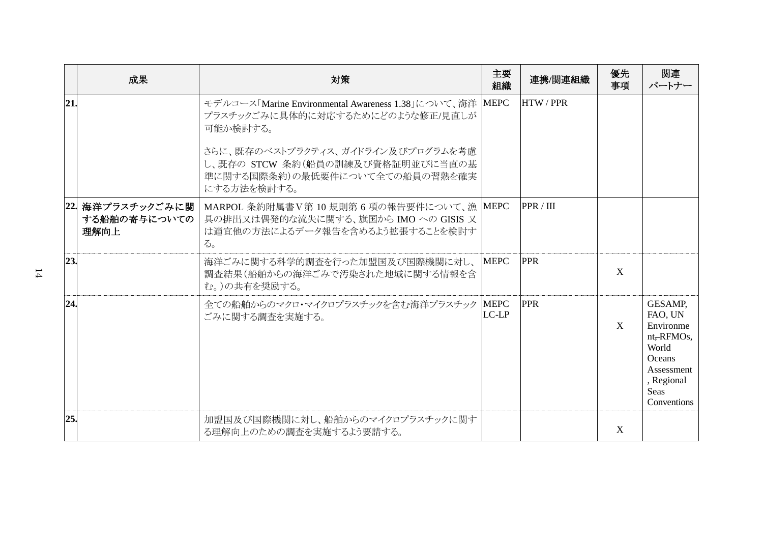| | 成果 | 対策 | 主要組織 | 連携/関連組織 | 優先事項 | 関連パートナー |
|---|---|---|---|---|---|---|
| 21. | | モデルコース「Marine Environmental Awareness 1.38」について、海洋プラスチックごみに具体的に対応するためにどのような修正/見直しが可能か検討する。<br><br>さらに、既存のベストプラクティス、ガイドライン及びプログラムを考慮し、既存の STCW 条約（船員の訓練及び資格証明並びに当直の基準に関する国際条約）の最低要件について全ての船員の習熟を確実にする方法を検討する。 | MEPC | HTW / PPR | | |
| 22. | **海洋プラスチックごみに関する船舶の寄与についての理解向上** | MARPOL 条約附属書Ⅴ第 10 規則第 6 項の報告要件について、漁具の排出又は偶発的な流失に関する、旗国から IMO への GISIS 又は適宜他の方法によるデータ報告を含めるよう拡張することを検討する。 | MEPC | PPR / III | | |
| 23. | | 海洋ごみに関する科学的調査を行った加盟国及び国際機関に対し、調査結果（船舶からの海洋ごみで汚染された地域に関する情報を含む。）の共有を奨励する。 | MEPC | PPR | X | |
| 24. | | 全ての船舶からのマクロ・マイクロプラスチックを含む海洋プラスチックごみに関する調査を実施する。 | MEPC<br>LC-LP | PPR | X | GESAMP, FAO, UN Environment, RFMOs, World Oceans Assessment, Regional Seas Conventions |
| 25. | | 加盟国及び国際機関に対し、船舶からのマイクロプラスチックに関する理解向上のための調査を実施するよう要請する。 | | | X | |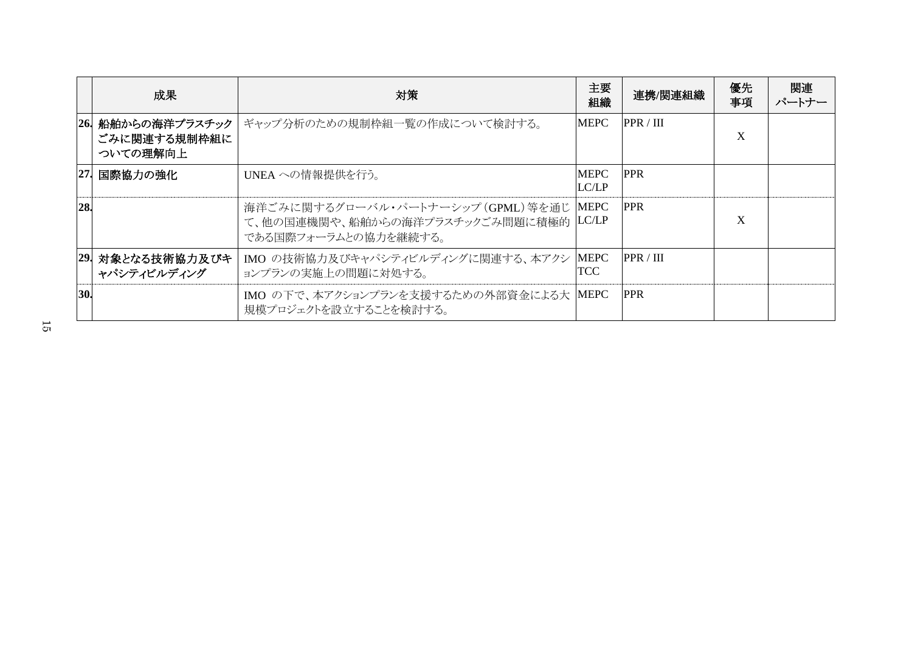| | 成果 | 対策 | 主要組織 | 連携/関連組織 | 優先事項 | 関連パートナー |
|---|---|---|---|---|---|---|
| 26. | **船舶からの海洋プラスチックごみに関連する規制枠組についての理解向上** | ギャップ分析のための規制枠組一覧の作成について検討する。 | MEPC | PPR / III | X | |
| 27. | **国際協力の強化** | UNEA への情報提供を行う。 | MEPC LC/LP | PPR | | |
| 28. | | 海洋ごみに関するグローバル・パートナーシップ（GPML）等を通じて、他の国連機関や、船舶からの海洋プラスチックごみ問題に積極的である国際フォーラムとの協力を継続する。 | MEPC LC/LP | PPR | X | |
| 29. | **対象となる技術協力及びキャパシティビルディング** | IMO の技術協力及びキャパシティビルディングに関連する、本アクションプランの実施上の問題に対処する。 | MEPC TCC | PPR / III | | |
| 30. | | IMO の下で、本アクションプランを支援するための外部資金による大規模プロジェクトを設立することを検討する。 | MEPC | PPR | | |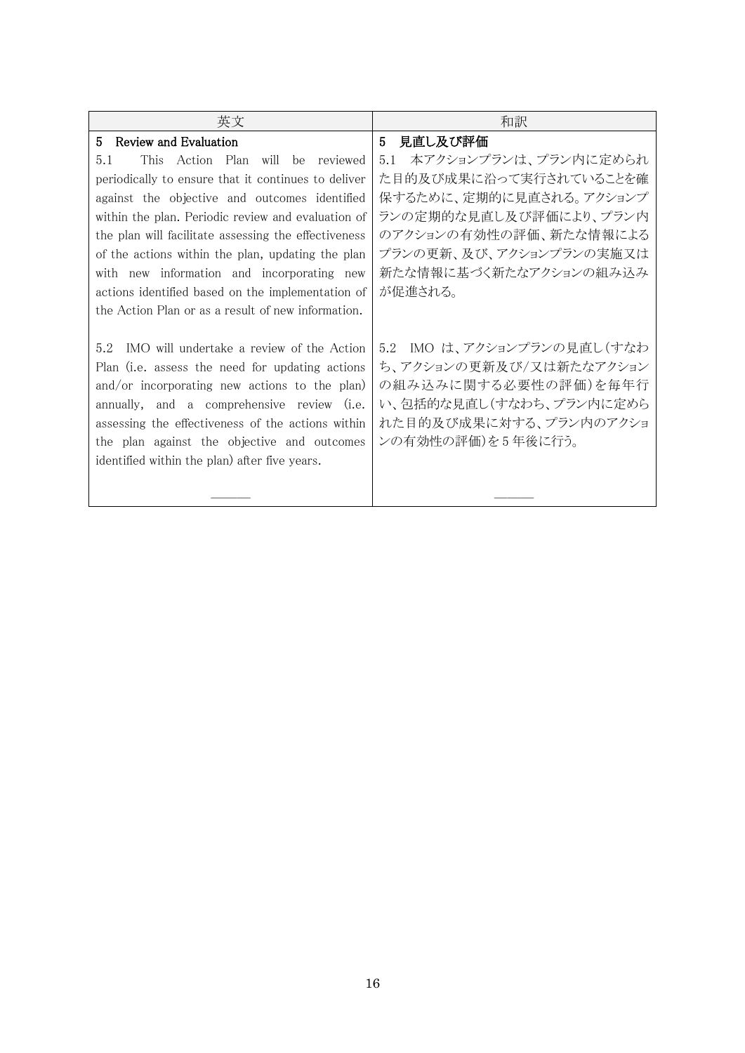| 英文 | 和訳 |
| --- | --- |
| **5 Review and Evaluation** | **5 見直し及び評価** |
| 5.1 This Action Plan will be reviewed periodically to ensure that it continues to deliver against the objective and outcomes identified within the plan. Periodic review and evaluation of the plan will facilitate assessing the effectiveness of the actions within the plan, updating the plan with new information and incorporating new actions identified based on the implementation of the Action Plan or as a result of new information. | 5.1 本アクションプランは、プラン内に定められた目的及び成果に沿って実行されていることを確保するために、定期的に見直される。アクションプランの定期的な見直し及び評価により、プラン内のアクションの有効性の評価、新たな情報によるプランの更新、及び、アクションプランの実施又は新たな情報に基づく新たなアクションの組み込みが促進される。 |
| 5.2 IMO will undertake a review of the Action Plan (i.e. assess the need for updating actions and/or incorporating new actions to the plan) annually, and a comprehensive review (i.e. assessing the effectiveness of the actions within the plan against the objective and outcomes identified within the plan) after five years. | 5.2 IMO は、アクションプランの見直し(すなわち、アクションの更新及び/又は新たなアクションの組み込みに関する必要性の評価)を毎年行い、包括的な見直し(すなわち、プラン内に定められた目的及び成果に対する、プラン内のアクションの有効性の評価)を 5 年後に行う。 |
| \_\_\_\_\_\_ | \_\_\_\_\_\_ |